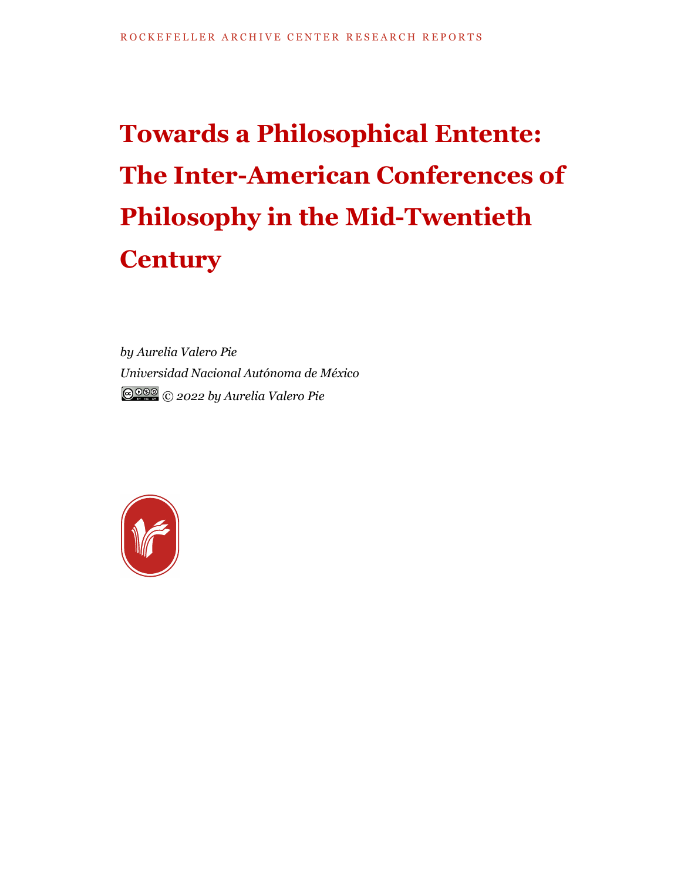ROCKEFELLER ARCHIVE CENTER RESEARCH REPORTS

# Towards a Philosophical Entente: The Inter-American Conferences of Philosophy in the Mid-Twentieth Century

*by Aurelia Valero Pie*

*Universidad Nacional Autónoma de México*

*© 2022 by Aurelia Valero Pie*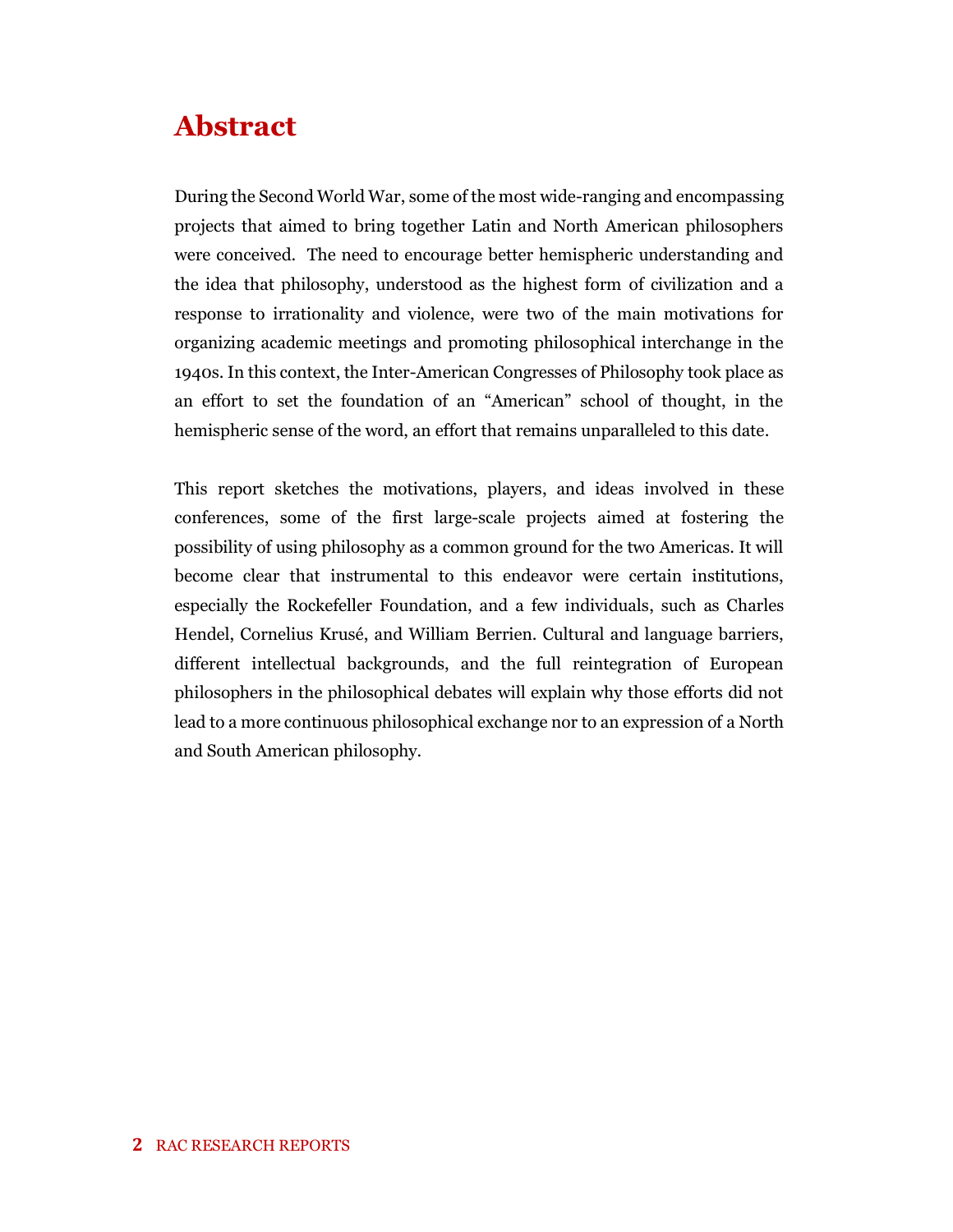# Abstract

During the Second World War, some of the most wide-ranging and encompassing projects that aimed to bring together Latin and North American philosophers were conceived. The need to encourage better hemispheric understanding and the idea that philosophy, understood as the highest form of civilization and a response to irrationality and violence, were two of the main motivations for organizing academic meetings and promoting philosophical interchange in the 1940s. In this context, the Inter-American Congresses of Philosophy took place as an effort to set the foundation of an "American" school of thought, in the hemispheric sense of the word, an effort that remains unparalleled to this date.

This report sketches the motivations, players, and ideas involved in these conferences, some of the first large-scale projects aimed at fostering the possibility of using philosophy as a common ground for the two Americas. It will become clear that instrumental to this endeavor were certain institutions, especially the Rockefeller Foundation, and a few individuals, such as Charles Hendel, Cornelius Krusé, and William Berrien. Cultural and language barriers, different intellectual backgrounds, and the full reintegration of European philosophers in the philosophical debates will explain why those efforts did not lead to a more continuous philosophical exchange nor to an expression of a North and South American philosophy.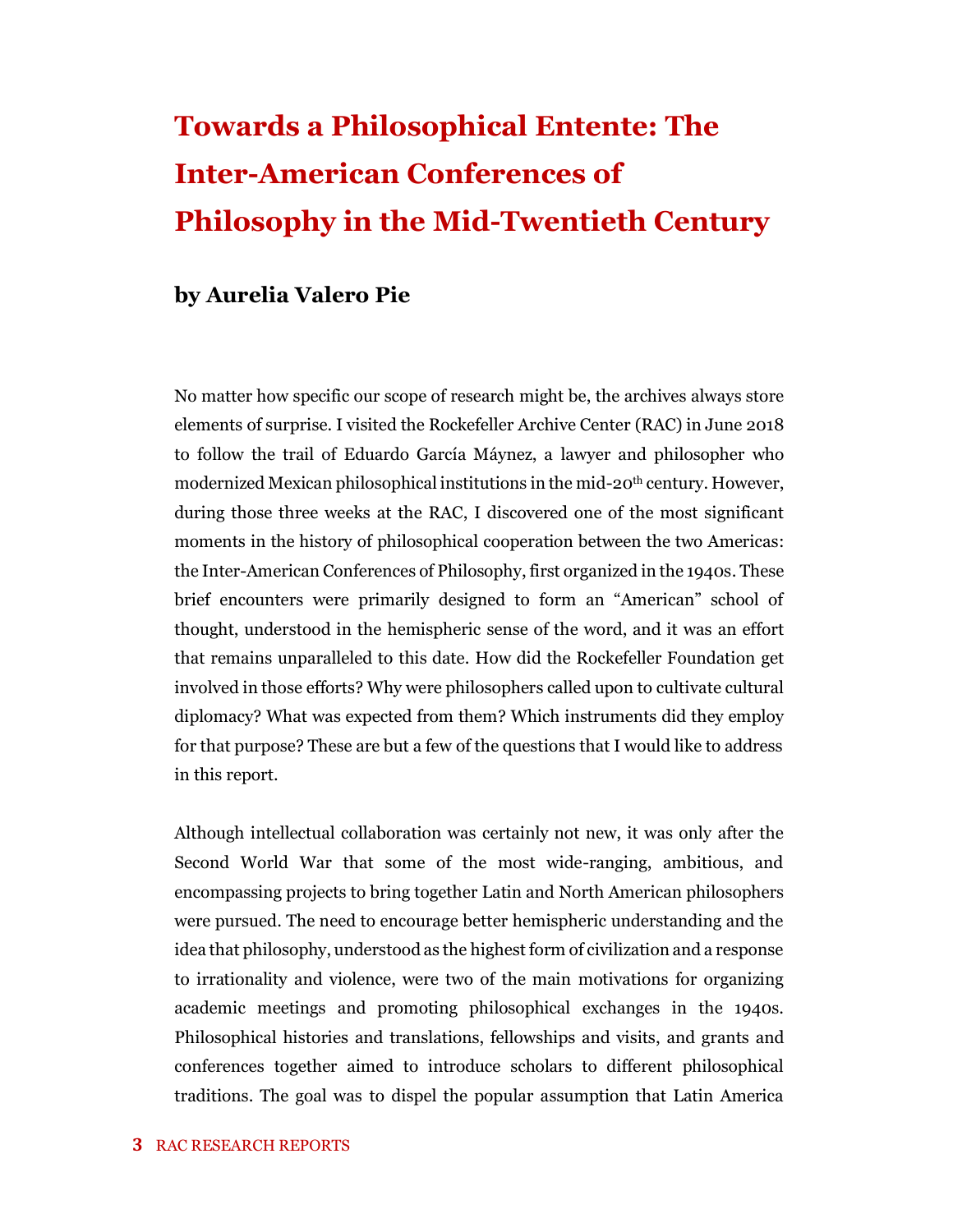# Towards a Philosophical Entente: The Inter-American Conferences of Philosophy in the Mid-Twentieth Century

## by Aurelia Valero Pie

No matter how specific our scope of research might be, the archives always store elements of surprise. I visited the Rockefeller Archive Center (RAC) in June 2018 to follow the trail of Eduardo García Máynez, a lawyer and philosopher who modernized Mexican philosophical institutions in the mid-20th century. However, during those three weeks at the RAC, I discovered one of the most significant moments in the history of philosophical cooperation between the two Americas: the Inter-American Conferences of Philosophy, first organized in the 1940s. These brief encounters were primarily designed to form an "American" school of thought, understood in the hemispheric sense of the word, and it was an effort that remains unparalleled to this date. How did the Rockefeller Foundation get involved in those efforts? Why were philosophers called upon to cultivate cultural diplomacy? What was expected from them? Which instruments did they employ for that purpose? These are but a few of the questions that I would like to address in this report.

Although intellectual collaboration was certainly not new, it was only after the Second World War that some of the most wide-ranging, ambitious, and encompassing projects to bring together Latin and North American philosophers were pursued. The need to encourage better hemispheric understanding and the idea that philosophy, understood as the highest form of civilization and a response to irrationality and violence, were two of the main motivations for organizing academic meetings and promoting philosophical exchanges in the 1940s. Philosophical histories and translations, fellowships and visits, and grants and conferences together aimed to introduce scholars to different philosophical traditions. The goal was to dispel the popular assumption that Latin America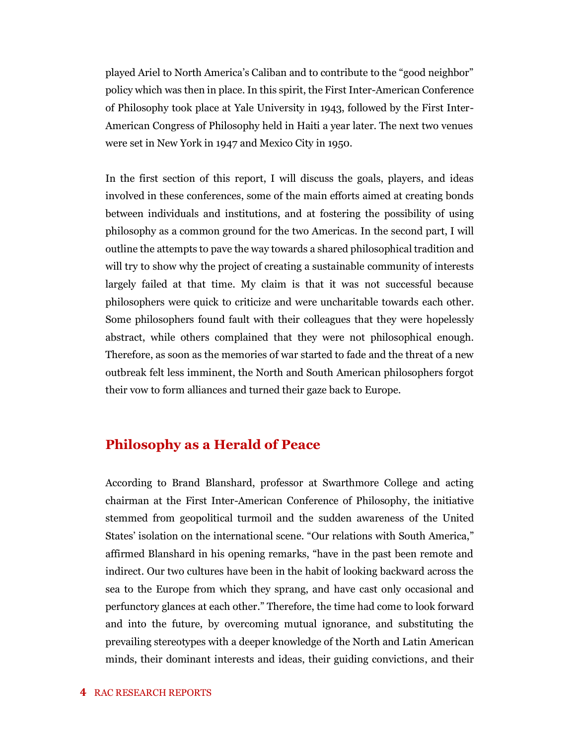played Ariel to North America's Caliban and to contribute to the "good neighbor" policy which was then in place. In this spirit, the First Inter-American Conference of Philosophy took place at Yale University in 1943, followed by the First Inter-American Congress of Philosophy held in Haiti a year later. The next two venues were set in New York in 1947 and Mexico City in 1950.

In the first section of this report, I will discuss the goals, players, and ideas involved in these conferences, some of the main efforts aimed at creating bonds between individuals and institutions, and at fostering the possibility of using philosophy as a common ground for the two Americas. In the second part, I will outline the attempts to pave the way towards a shared philosophical tradition and will try to show why the project of creating a sustainable community of interests largely failed at that time. My claim is that it was not successful because philosophers were quick to criticize and were uncharitable towards each other. Some philosophers found fault with their colleagues that they were hopelessly abstract, while others complained that they were not philosophical enough. Therefore, as soon as the memories of war started to fade and the threat of a new outbreak felt less imminent, the North and South American philosophers forgot their vow to form alliances and turned their gaze back to Europe.

## Philosophy as a Herald of Peace

According to Brand Blanshard, professor at Swarthmore College and acting chairman at the First Inter-American Conference of Philosophy, the initiative stemmed from geopolitical turmoil and the sudden awareness of the United States' isolation on the international scene. "Our relations with South America," affirmed Blanshard in his opening remarks, "have in the past been remote and indirect. Our two cultures have been in the habit of looking backward across the sea to the Europe from which they sprang, and have cast only occasional and perfunctory glances at each other." Therefore, the time had come to look forward and into the future, by overcoming mutual ignorance, and substituting the prevailing stereotypes with a deeper knowledge of the North and Latin American minds, their dominant interests and ideas, their guiding convictions, and their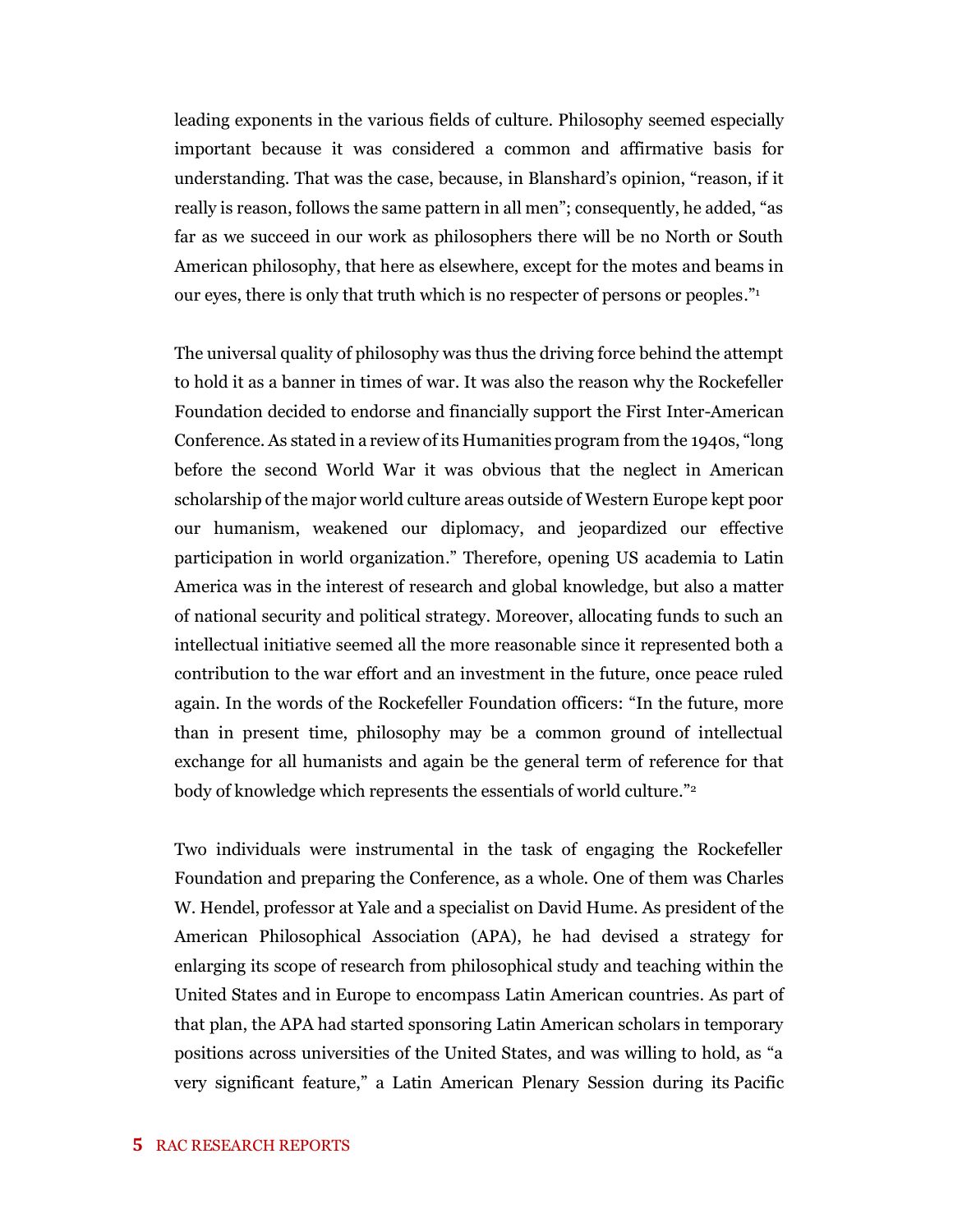leading exponents in the various fields of culture. Philosophy seemed especially important because it was considered a common and affirmative basis for understanding. That was the case, because, in Blanshard's opinion, "reason, if it really is reason, follows the same pattern in all men"; consequently, he added, "as far as we succeed in our work as philosophers there will be no North or South American philosophy, that here as elsewhere, except for the motes and beams in our eyes, there is only that truth which is no respecter of persons or peoples."[1]

The universal quality of philosophy was thus the driving force behind the attempt to hold it as a banner in times of war. It was also the reason why the Rockefeller Foundation decided to endorse and financially support the First Inter-American Conference. As stated in a review of its Humanities program from the 1940s, "long before the second World War it was obvious that the neglect in American scholarship of the major world culture areas outside of Western Europe kept poor our humanism, weakened our diplomacy, and jeopardized our effective participation in world organization." Therefore, opening US academia to Latin America was in the interest of research and global knowledge, but also a matter of national security and political strategy. Moreover, allocating funds to such an intellectual initiative seemed all the more reasonable since it represented both a contribution to the war effort and an investment in the future, once peace ruled again. In the words of the Rockefeller Foundation officers: "In the future, more than in present time, philosophy may be a common ground of intellectual exchange for all humanists and again be the general term of reference for that body of knowledge which represents the essentials of world culture."[2]

Two individuals were instrumental in the task of engaging the Rockefeller Foundation and preparing the Conference, as a whole. One of them was Charles W. Hendel, professor at Yale and a specialist on David Hume. As president of the American Philosophical Association (APA), he had devised a strategy for enlarging its scope of research from philosophical study and teaching within the United States and in Europe to encompass Latin American countries. As part of that plan, the APA had started sponsoring Latin American scholars in temporary positions across universities of the United States, and was willing to hold, as "a very significant feature," a Latin American Plenary Session during its Pacific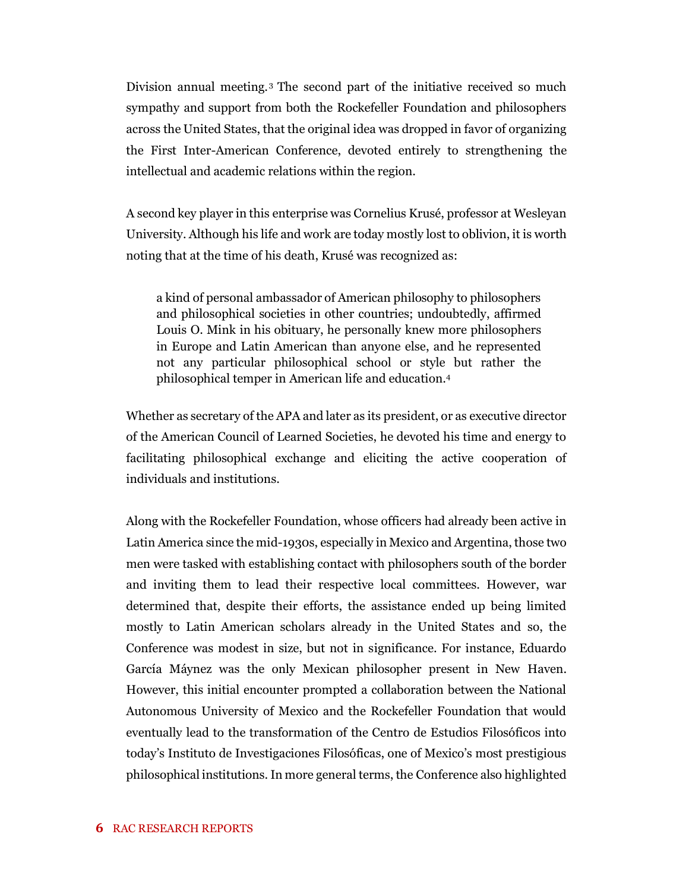Division annual meeting.[3] The second part of the initiative received so much sympathy and support from both the Rockefeller Foundation and philosophers across the United States, that the original idea was dropped in favor of organizing the First Inter-American Conference, devoted entirely to strengthening the intellectual and academic relations within the region.

A second key player in this enterprise was Cornelius Krusé, professor at Wesleyan University. Although his life and work are today mostly lost to oblivion, it is worth noting that at the time of his death, Krusé was recognized as:

> a kind of personal ambassador of American philosophy to philosophers and philosophical societies in other countries; undoubtedly, affirmed Louis O. Mink in his obituary, he personally knew more philosophers in Europe and Latin American than anyone else, and he represented not any particular philosophical school or style but rather the philosophical temper in American life and education.[4]

Whether as secretary of the APA and later as its president, or as executive director of the American Council of Learned Societies, he devoted his time and energy to facilitating philosophical exchange and eliciting the active cooperation of individuals and institutions.

Along with the Rockefeller Foundation, whose officers had already been active in Latin America since the mid-1930s, especially in Mexico and Argentina, those two men were tasked with establishing contact with philosophers south of the border and inviting them to lead their respective local committees. However, war determined that, despite their efforts, the assistance ended up being limited mostly to Latin American scholars already in the United States and so, the Conference was modest in size, but not in significance. For instance, Eduardo García Máynez was the only Mexican philosopher present in New Haven. However, this initial encounter prompted a collaboration between the National Autonomous University of Mexico and the Rockefeller Foundation that would eventually lead to the transformation of the Centro de Estudios Filosóficos into today's Instituto de Investigaciones Filosóficas, one of Mexico's most prestigious philosophical institutions. In more general terms, the Conference also highlighted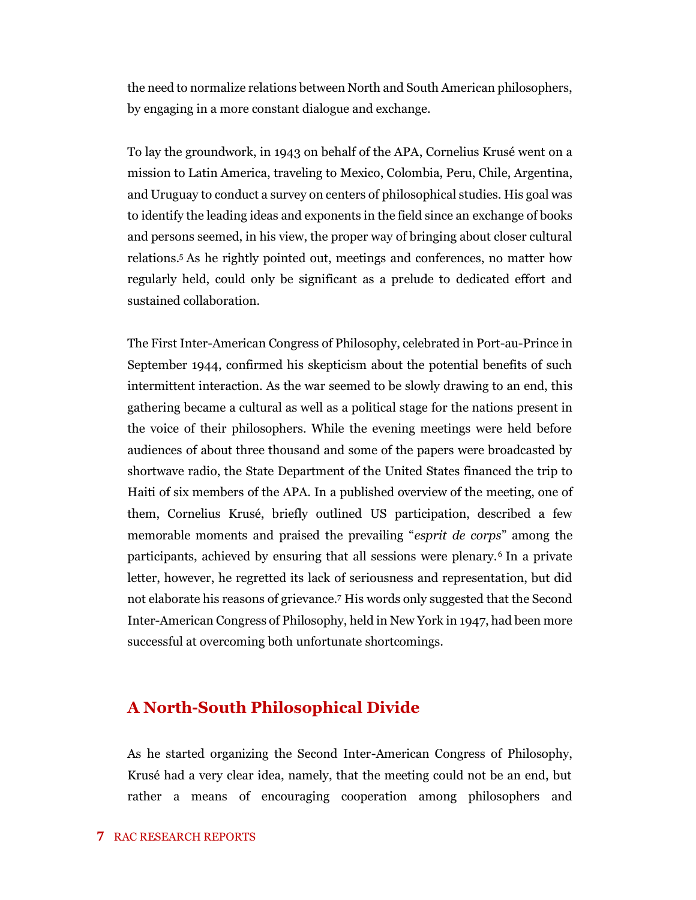the need to normalize relations between North and South American philosophers, by engaging in a more constant dialogue and exchange.

To lay the groundwork, in 1943 on behalf of the APA, Cornelius Krusé went on a mission to Latin America, traveling to Mexico, Colombia, Peru, Chile, Argentina, and Uruguay to conduct a survey on centers of philosophical studies. His goal was to identify the leading ideas and exponents in the field since an exchange of books and persons seemed, in his view, the proper way of bringing about closer cultural relations.[5] As he rightly pointed out, meetings and conferences, no matter how regularly held, could only be significant as a prelude to dedicated effort and sustained collaboration.

The First Inter-American Congress of Philosophy, celebrated in Port-au-Prince in September 1944, confirmed his skepticism about the potential benefits of such intermittent interaction. As the war seemed to be slowly drawing to an end, this gathering became a cultural as well as a political stage for the nations present in the voice of their philosophers. While the evening meetings were held before audiences of about three thousand and some of the papers were broadcasted by shortwave radio, the State Department of the United States financed the trip to Haiti of six members of the APA. In a published overview of the meeting, one of them, Cornelius Krusé, briefly outlined US participation, described a few memorable moments and praised the prevailing "*esprit de corps*" among the participants, achieved by ensuring that all sessions were plenary.[6] In a private letter, however, he regretted its lack of seriousness and representation, but did not elaborate his reasons of grievance.[7] His words only suggested that the Second Inter-American Congress of Philosophy, held in New York in 1947, had been more successful at overcoming both unfortunate shortcomings.

## A North-South Philosophical Divide

As he started organizing the Second Inter-American Congress of Philosophy, Krusé had a very clear idea, namely, that the meeting could not be an end, but rather a means of encouraging cooperation among philosophers and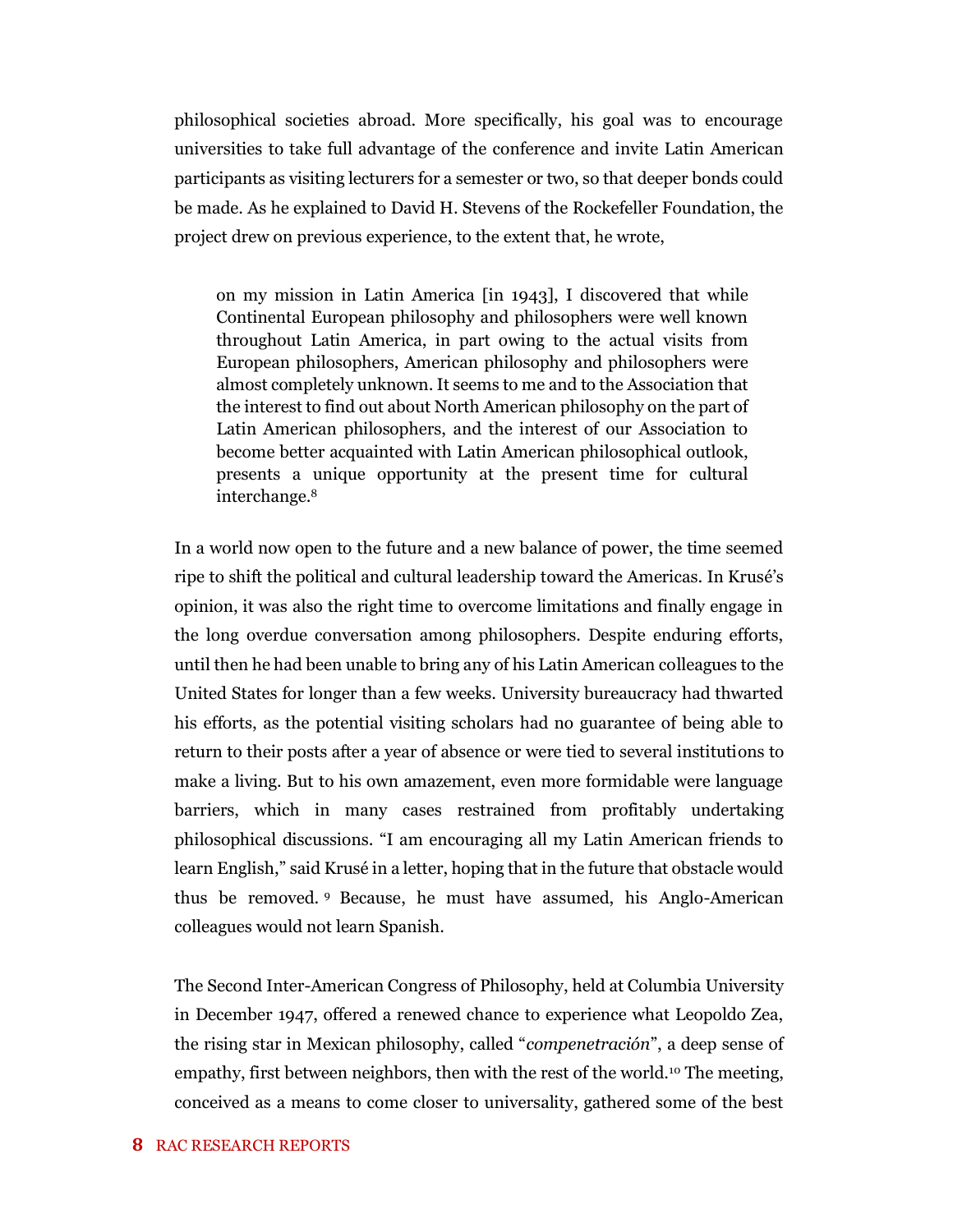philosophical societies abroad. More specifically, his goal was to encourage universities to take full advantage of the conference and invite Latin American participants as visiting lecturers for a semester or two, so that deeper bonds could be made. As he explained to David H. Stevens of the Rockefeller Foundation, the project drew on previous experience, to the extent that, he wrote,

> on my mission in Latin America [in 1943], I discovered that while Continental European philosophy and philosophers were well known throughout Latin America, in part owing to the actual visits from European philosophers, American philosophy and philosophers were almost completely unknown. It seems to me and to the Association that the interest to find out about North American philosophy on the part of Latin American philosophers, and the interest of our Association to become better acquainted with Latin American philosophical outlook, presents a unique opportunity at the present time for cultural interchange.[8]

In a world now open to the future and a new balance of power, the time seemed ripe to shift the political and cultural leadership toward the Americas. In Krusé's opinion, it was also the right time to overcome limitations and finally engage in the long overdue conversation among philosophers. Despite enduring efforts, until then he had been unable to bring any of his Latin American colleagues to the United States for longer than a few weeks. University bureaucracy had thwarted his efforts, as the potential visiting scholars had no guarantee of being able to return to their posts after a year of absence or were tied to several institutions to make a living. But to his own amazement, even more formidable were language barriers, which in many cases restrained from profitably undertaking philosophical discussions. "I am encouraging all my Latin American friends to learn English," said Krusé in a letter, hoping that in the future that obstacle would thus be removed.[9] Because, he must have assumed, his Anglo-American colleagues would not learn Spanish.

The Second Inter-American Congress of Philosophy, held at Columbia University in December 1947, offered a renewed chance to experience what Leopoldo Zea, the rising star in Mexican philosophy, called "*compenetración*", a deep sense of empathy, first between neighbors, then with the rest of the world.[10] The meeting, conceived as a means to come closer to universality, gathered some of the best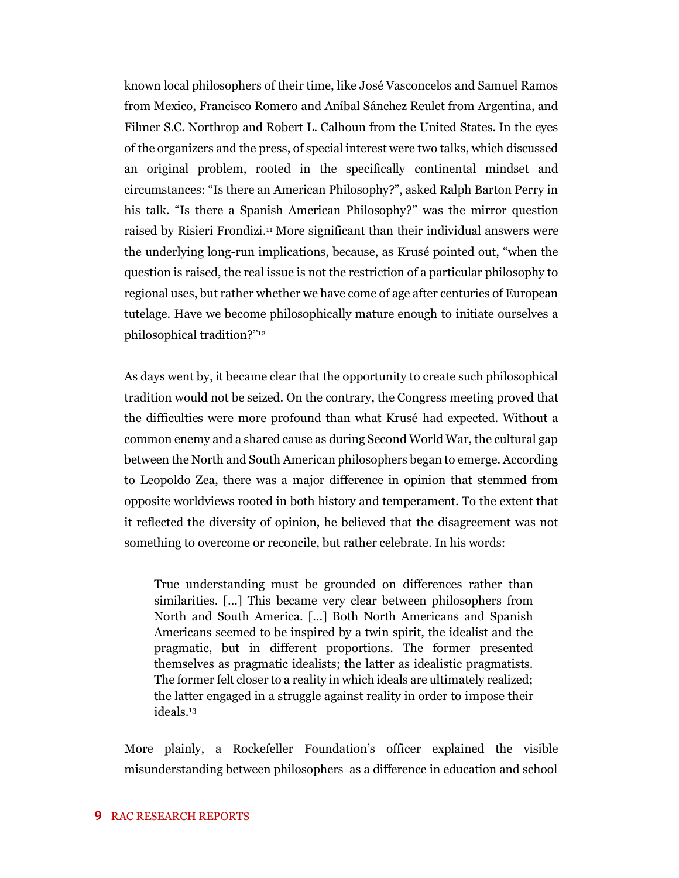known local philosophers of their time, like José Vasconcelos and Samuel Ramos from Mexico, Francisco Romero and Aníbal Sánchez Reulet from Argentina, and Filmer S.C. Northrop and Robert L. Calhoun from the United States. In the eyes of the organizers and the press, of special interest were two talks, which discussed an original problem, rooted in the specifically continental mindset and circumstances: "Is there an American Philosophy?", asked Ralph Barton Perry in his talk. "Is there a Spanish American Philosophy?" was the mirror question raised by Risieri Frondizi.[11] More significant than their individual answers were the underlying long-run implications, because, as Krusé pointed out, "when the question is raised, the real issue is not the restriction of a particular philosophy to regional uses, but rather whether we have come of age after centuries of European tutelage. Have we become philosophically mature enough to initiate ourselves a philosophical tradition?"[12]

As days went by, it became clear that the opportunity to create such philosophical tradition would not be seized. On the contrary, the Congress meeting proved that the difficulties were more profound than what Krusé had expected. Without a common enemy and a shared cause as during Second World War, the cultural gap between the North and South American philosophers began to emerge. According to Leopoldo Zea, there was a major difference in opinion that stemmed from opposite worldviews rooted in both history and temperament. To the extent that it reflected the diversity of opinion, he believed that the disagreement was not something to overcome or reconcile, but rather celebrate. In his words:

> True understanding must be grounded on differences rather than similarities. [...] This became very clear between philosophers from North and South America. [...] Both North Americans and Spanish Americans seemed to be inspired by a twin spirit, the idealist and the pragmatic, but in different proportions. The former presented themselves as pragmatic idealists; the latter as idealistic pragmatists. The former felt closer to a reality in which ideals are ultimately realized; the latter engaged in a struggle against reality in order to impose their ideals.[13]

More plainly, a Rockefeller Foundation's officer explained the visible misunderstanding between philosophers as a difference in education and school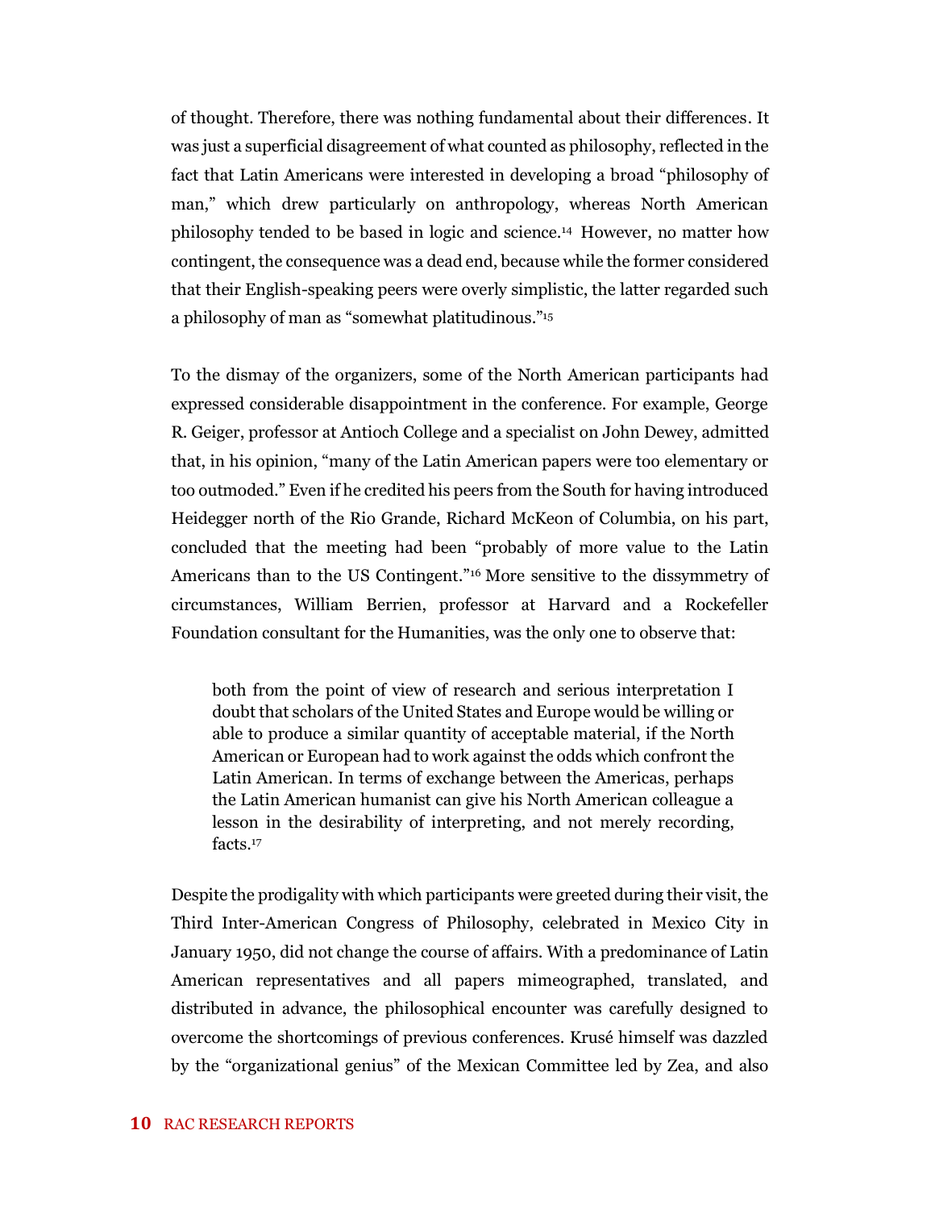of thought. Therefore, there was nothing fundamental about their differences. It was just a superficial disagreement of what counted as philosophy, reflected in the fact that Latin Americans were interested in developing a broad "philosophy of man," which drew particularly on anthropology, whereas North American philosophy tended to be based in logic and science.[14] However, no matter how contingent, the consequence was a dead end, because while the former considered that their English-speaking peers were overly simplistic, the latter regarded such a philosophy of man as "somewhat platitudinous."[15]

To the dismay of the organizers, some of the North American participants had expressed considerable disappointment in the conference. For example, George R. Geiger, professor at Antioch College and a specialist on John Dewey, admitted that, in his opinion, "many of the Latin American papers were too elementary or too outmoded." Even if he credited his peers from the South for having introduced Heidegger north of the Rio Grande, Richard McKeon of Columbia, on his part, concluded that the meeting had been "probably of more value to the Latin Americans than to the US Contingent."[16] More sensitive to the dissymmetry of circumstances, William Berrien, professor at Harvard and a Rockefeller Foundation consultant for the Humanities, was the only one to observe that:

> both from the point of view of research and serious interpretation I doubt that scholars of the United States and Europe would be willing or able to produce a similar quantity of acceptable material, if the North American or European had to work against the odds which confront the Latin American. In terms of exchange between the Americas, perhaps the Latin American humanist can give his North American colleague a lesson in the desirability of interpreting, and not merely recording, facts.[17]

Despite the prodigality with which participants were greeted during their visit, the Third Inter-American Congress of Philosophy, celebrated in Mexico City in January 1950, did not change the course of affairs. With a predominance of Latin American representatives and all papers mimeographed, translated, and distributed in advance, the philosophical encounter was carefully designed to overcome the shortcomings of previous conferences. Krusé himself was dazzled by the "organizational genius" of the Mexican Committee led by Zea, and also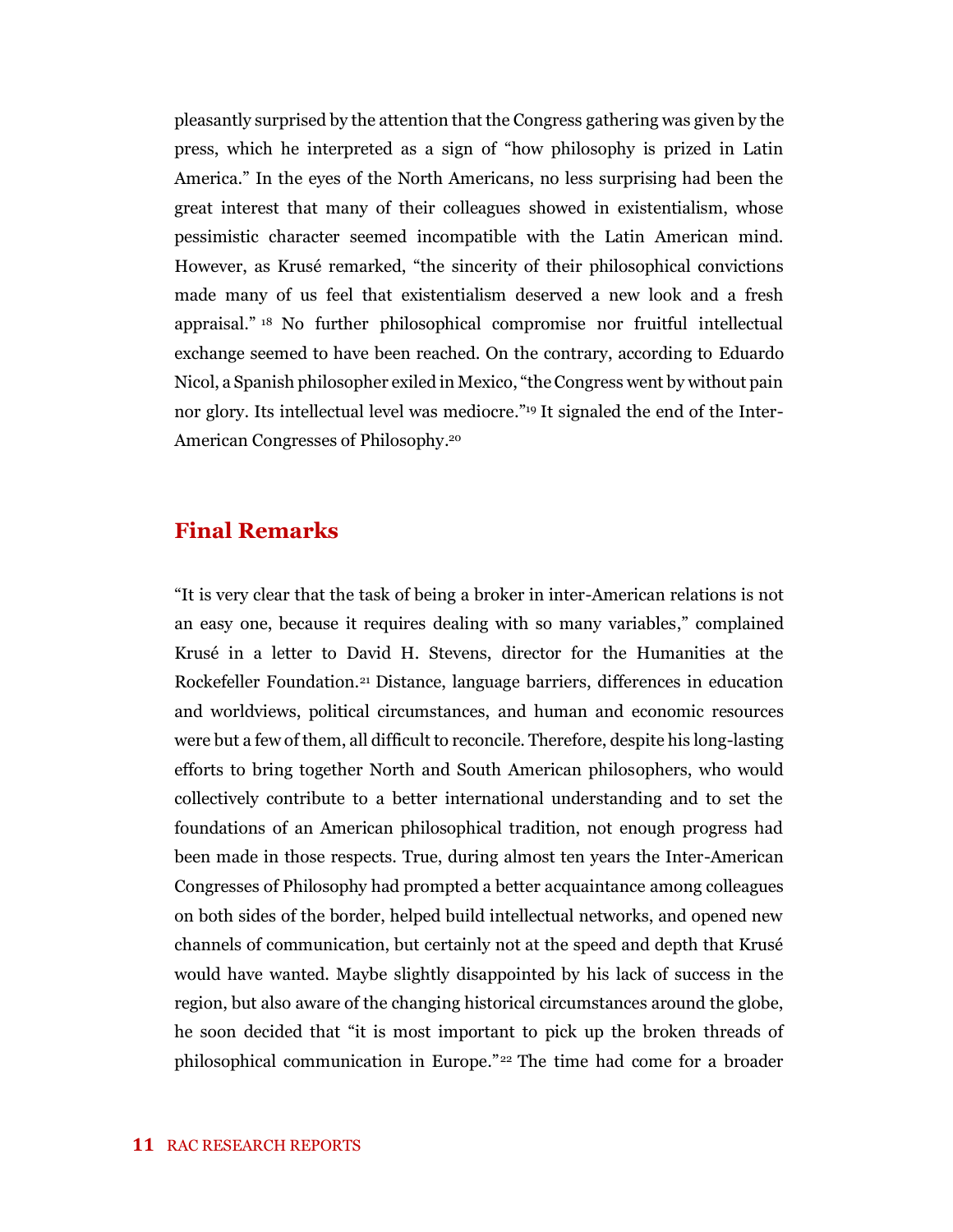pleasantly surprised by the attention that the Congress gathering was given by the press, which he interpreted as a sign of "how philosophy is prized in Latin America." In the eyes of the North Americans, no less surprising had been the great interest that many of their colleagues showed in existentialism, whose pessimistic character seemed incompatible with the Latin American mind. However, as Krusé remarked, "the sincerity of their philosophical convictions made many of us feel that existentialism deserved a new look and a fresh appraisal." [18] No further philosophical compromise nor fruitful intellectual exchange seemed to have been reached. On the contrary, according to Eduardo Nicol, a Spanish philosopher exiled in Mexico, "the Congress went by without pain nor glory. Its intellectual level was mediocre."[19] It signaled the end of the Inter-American Congresses of Philosophy.[20]

## Final Remarks

"It is very clear that the task of being a broker in inter-American relations is not an easy one, because it requires dealing with so many variables," complained Krusé in a letter to David H. Stevens, director for the Humanities at the Rockefeller Foundation.[21] Distance, language barriers, differences in education and worldviews, political circumstances, and human and economic resources were but a few of them, all difficult to reconcile. Therefore, despite his long-lasting efforts to bring together North and South American philosophers, who would collectively contribute to a better international understanding and to set the foundations of an American philosophical tradition, not enough progress had been made in those respects. True, during almost ten years the Inter-American Congresses of Philosophy had prompted a better acquaintance among colleagues on both sides of the border, helped build intellectual networks, and opened new channels of communication, but certainly not at the speed and depth that Krusé would have wanted. Maybe slightly disappointed by his lack of success in the region, but also aware of the changing historical circumstances around the globe, he soon decided that "it is most important to pick up the broken threads of philosophical communication in Europe."[22] The time had come for a broader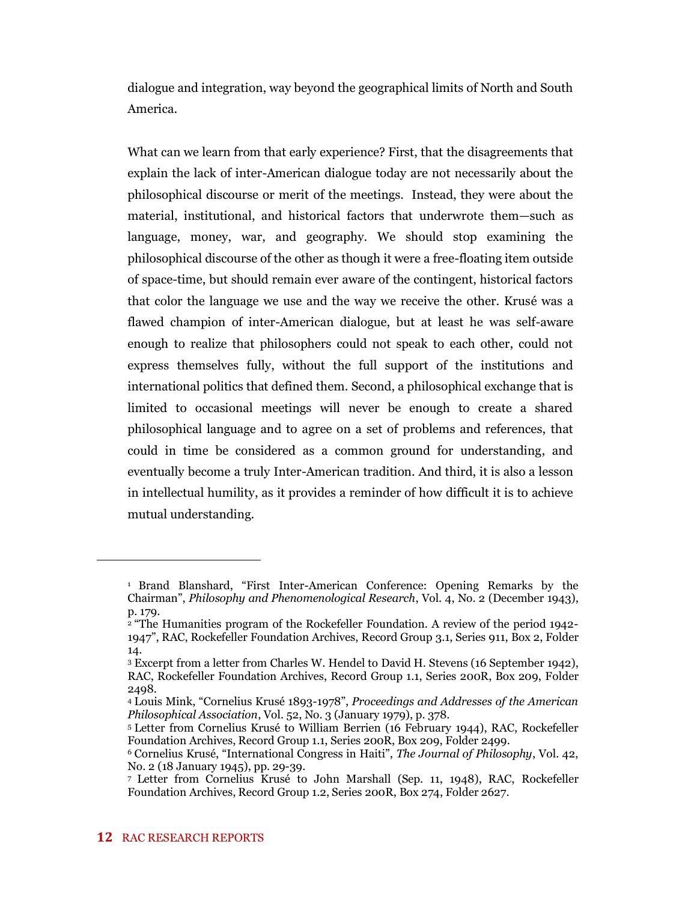dialogue and integration, way beyond the geographical limits of North and South America.

What can we learn from that early experience? First, that the disagreements that explain the lack of inter-American dialogue today are not necessarily about the philosophical discourse or merit of the meetings. Instead, they were about the material, institutional, and historical factors that underwrote them—such as language, money, war, and geography. We should stop examining the philosophical discourse of the other as though it were a free-floating item outside of space-time, but should remain ever aware of the contingent, historical factors that color the language we use and the way we receive the other. Krusé was a flawed champion of inter-American dialogue, but at least he was self-aware enough to realize that philosophers could not speak to each other, could not express themselves fully, without the full support of the institutions and international politics that defined them. Second, a philosophical exchange that is limited to occasional meetings will never be enough to create a shared philosophical language and to agree on a set of problems and references, that could in time be considered as a common ground for understanding, and eventually become a truly Inter-American tradition. And third, it is also a lesson in intellectual humility, as it provides a reminder of how difficult it is to achieve mutual understanding.

---

[1] Brand Blanshard, "First Inter-American Conference: Opening Remarks by the Chairman", *Philosophy and Phenomenological Research*, Vol. 4, No. 2 (December 1943), p. 179.

[2] "The Humanities program of the Rockefeller Foundation. A review of the period 1942-1947", RAC, Rockefeller Foundation Archives, Record Group 3.1, Series 911, Box 2, Folder 14.

[3] Excerpt from a letter from Charles W. Hendel to David H. Stevens (16 September 1942), RAC, Rockefeller Foundation Archives, Record Group 1.1, Series 200R, Box 209, Folder 2498.

[4] Louis Mink, "Cornelius Krusé 1893-1978", *Proceedings and Addresses of the American Philosophical Association*, Vol. 52, No. 3 (January 1979), p. 378.

[5] Letter from Cornelius Krusé to William Berrien (16 February 1944), RAC, Rockefeller Foundation Archives, Record Group 1.1, Series 200R, Box 209, Folder 2499.

[6] Cornelius Krusé, "International Congress in Haiti", *The Journal of Philosophy*, Vol. 42, No. 2 (18 January 1945), pp. 29-39.

[7] Letter from Cornelius Krusé to John Marshall (Sep. 11, 1948), RAC, Rockefeller Foundation Archives, Record Group 1.2, Series 200R, Box 274, Folder 2627.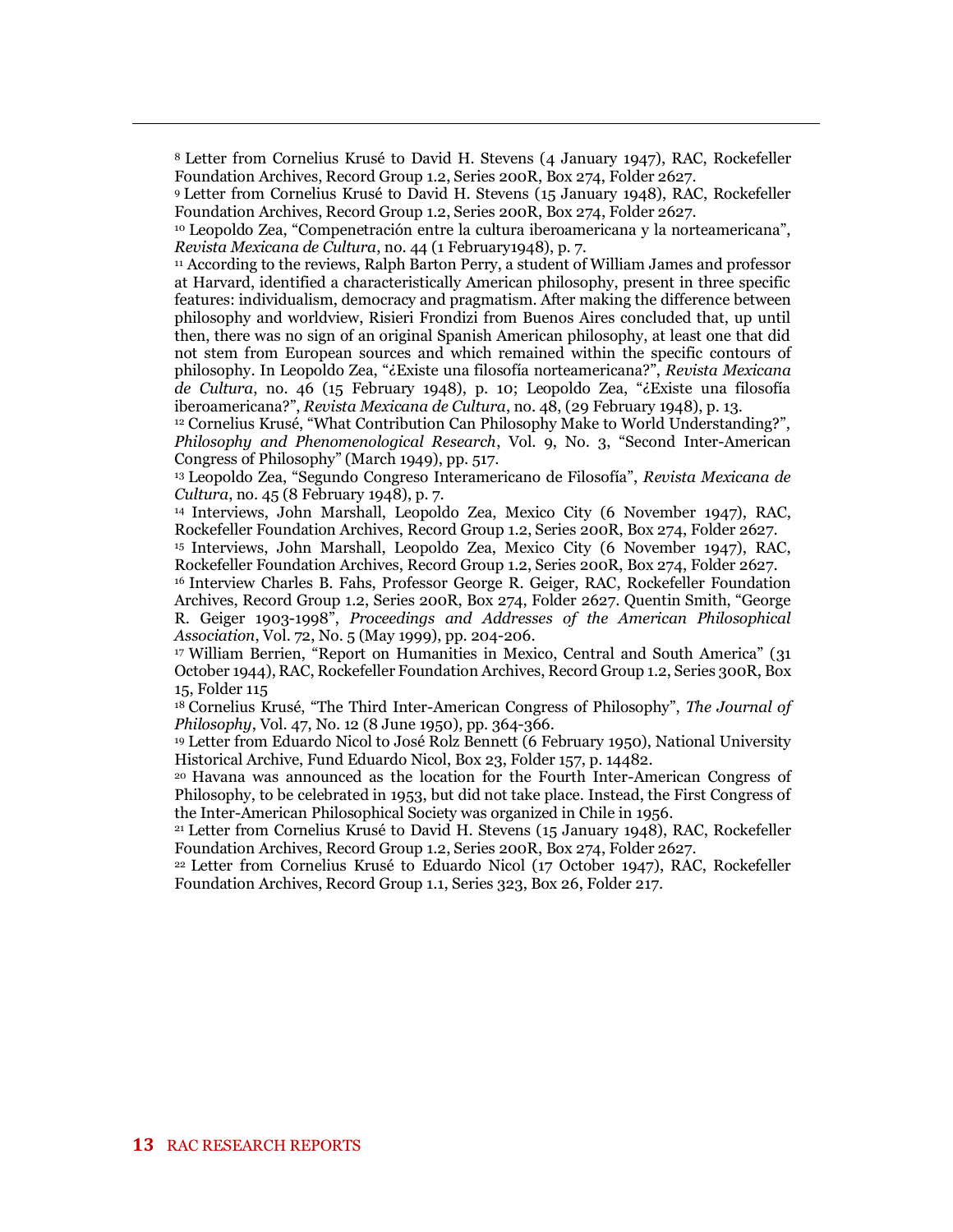[8] Letter from Cornelius Krusé to David H. Stevens (4 January 1947), RAC, Rockefeller Foundation Archives, Record Group 1.2, Series 200R, Box 274, Folder 2627.

[9] Letter from Cornelius Krusé to David H. Stevens (15 January 1948), RAC, Rockefeller Foundation Archives, Record Group 1.2, Series 200R, Box 274, Folder 2627.

[10] Leopoldo Zea, "Compenetración entre la cultura iberoamericana y la norteamericana", *Revista Mexicana de Cultura*, no. 44 (1 February1948), p. 7.

[11] According to the reviews, Ralph Barton Perry, a student of William James and professor at Harvard, identified a characteristically American philosophy, present in three specific features: individualism, democracy and pragmatism. After making the difference between philosophy and worldview, Risieri Frondizi from Buenos Aires concluded that, up until then, there was no sign of an original Spanish American philosophy, at least one that did not stem from European sources and which remained within the specific contours of philosophy. In Leopoldo Zea, "¿Existe una filosofía norteamericana?", *Revista Mexicana de Cultura*, no. 46 (15 February 1948), p. 10; Leopoldo Zea, "¿Existe una filosofía iberoamericana?", *Revista Mexicana de Cultura*, no. 48, (29 February 1948), p. 13.

[12] Cornelius Krusé, "What Contribution Can Philosophy Make to World Understanding?", *Philosophy and Phenomenological Research*, Vol. 9, No. 3, "Second Inter-American Congress of Philosophy" (March 1949), pp. 517.

[13] Leopoldo Zea, "Segundo Congreso Interamericano de Filosofía", *Revista Mexicana de Cultura*, no. 45 (8 February 1948), p. 7.

[14] Interviews, John Marshall, Leopoldo Zea, Mexico City (6 November 1947), RAC, Rockefeller Foundation Archives, Record Group 1.2, Series 200R, Box 274, Folder 2627.

[15] Interviews, John Marshall, Leopoldo Zea, Mexico City (6 November 1947), RAC, Rockefeller Foundation Archives, Record Group 1.2, Series 200R, Box 274, Folder 2627.

[16] Interview Charles B. Fahs, Professor George R. Geiger, RAC, Rockefeller Foundation Archives, Record Group 1.2, Series 200R, Box 274, Folder 2627. Quentin Smith, "George R. Geiger 1903-1998", *Proceedings and Addresses of the American Philosophical Association*, Vol. 72, No. 5 (May 1999), pp. 204-206.

[17] William Berrien, "Report on Humanities in Mexico, Central and South America" (31 October 1944), RAC, Rockefeller Foundation Archives, Record Group 1.2, Series 300R, Box 15, Folder 115

[18] Cornelius Krusé, "The Third Inter-American Congress of Philosophy", *The Journal of Philosophy*, Vol. 47, No. 12 (8 June 1950), pp. 364-366.

[19] Letter from Eduardo Nicol to José Rolz Bennett (6 February 1950), National University Historical Archive, Fund Eduardo Nicol, Box 23, Folder 157, p. 14482.

[20] Havana was announced as the location for the Fourth Inter-American Congress of Philosophy, to be celebrated in 1953, but did not take place. Instead, the First Congress of the Inter-American Philosophical Society was organized in Chile in 1956.

[21] Letter from Cornelius Krusé to David H. Stevens (15 January 1948), RAC, Rockefeller Foundation Archives, Record Group 1.2, Series 200R, Box 274, Folder 2627.

[22] Letter from Cornelius Krusé to Eduardo Nicol (17 October 1947), RAC, Rockefeller Foundation Archives, Record Group 1.1, Series 323, Box 26, Folder 217.